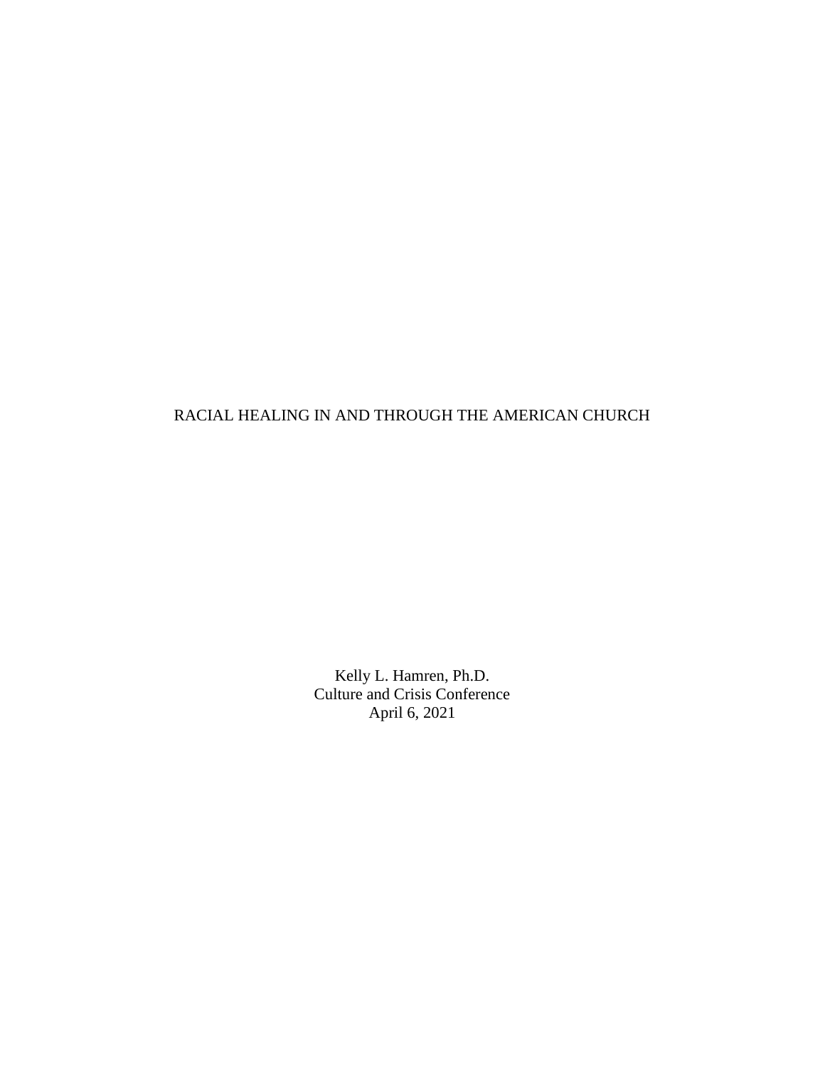# RACIAL HEALING IN AND THROUGH THE AMERICAN CHURCH

Kelly L. Hamren, Ph.D.
Culture and Crisis Conference
April 6, 2021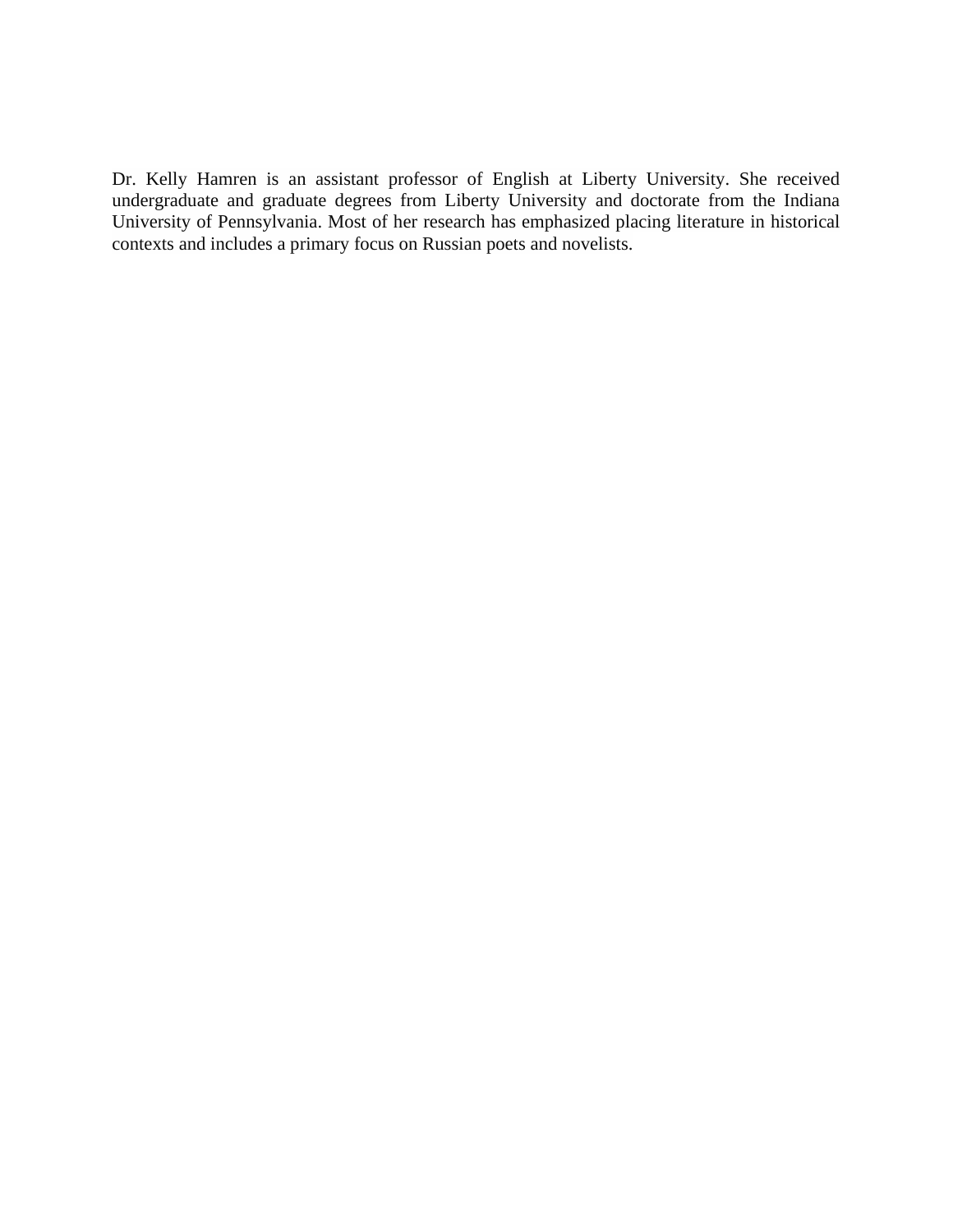Dr. Kelly Hamren is an assistant professor of English at Liberty University. She received undergraduate and graduate degrees from Liberty University and doctorate from the Indiana University of Pennsylvania. Most of her research has emphasized placing literature in historical contexts and includes a primary focus on Russian poets and novelists.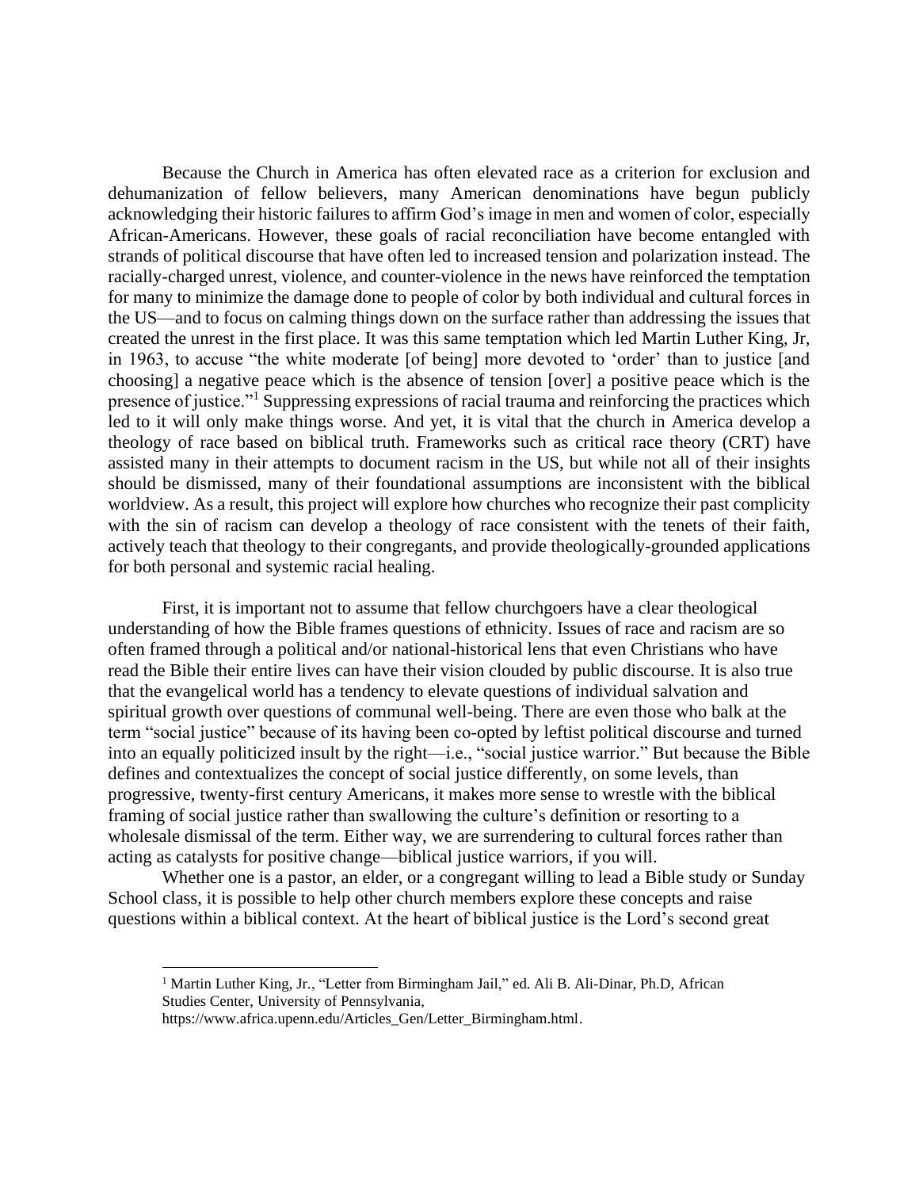Because the Church in America has often elevated race as a criterion for exclusion and dehumanization of fellow believers, many American denominations have begun publicly acknowledging their historic failures to affirm God's image in men and women of color, especially African-Americans. However, these goals of racial reconciliation have become entangled with strands of political discourse that have often led to increased tension and polarization instead. The racially-charged unrest, violence, and counter-violence in the news have reinforced the temptation for many to minimize the damage done to people of color by both individual and cultural forces in the US—and to focus on calming things down on the surface rather than addressing the issues that created the unrest in the first place. It was this same temptation which led Martin Luther King, Jr, in 1963, to accuse "the white moderate [of being] more devoted to 'order' than to justice [and choosing] a negative peace which is the absence of tension [over] a positive peace which is the presence of justice."[1] Suppressing expressions of racial trauma and reinforcing the practices which led to it will only make things worse. And yet, it is vital that the church in America develop a theology of race based on biblical truth. Frameworks such as critical race theory (CRT) have assisted many in their attempts to document racism in the US, but while not all of their insights should be dismissed, many of their foundational assumptions are inconsistent with the biblical worldview. As a result, this project will explore how churches who recognize their past complicity with the sin of racism can develop a theology of race consistent with the tenets of their faith, actively teach that theology to their congregants, and provide theologically-grounded applications for both personal and systemic racial healing.

First, it is important not to assume that fellow churchgoers have a clear theological understanding of how the Bible frames questions of ethnicity. Issues of race and racism are so often framed through a political and/or national-historical lens that even Christians who have read the Bible their entire lives can have their vision clouded by public discourse. It is also true that the evangelical world has a tendency to elevate questions of individual salvation and spiritual growth over questions of communal well-being. There are even those who balk at the term "social justice" because of its having been co-opted by leftist political discourse and turned into an equally politicized insult by the right—i.e., "social justice warrior." But because the Bible defines and contextualizes the concept of social justice differently, on some levels, than progressive, twenty-first century Americans, it makes more sense to wrestle with the biblical framing of social justice rather than swallowing the culture's definition or resorting to a wholesale dismissal of the term. Either way, we are surrendering to cultural forces rather than acting as catalysts for positive change—biblical justice warriors, if you will.

Whether one is a pastor, an elder, or a congregant willing to lead a Bible study or Sunday School class, it is possible to help other church members explore these concepts and raise questions within a biblical context. At the heart of biblical justice is the Lord's second great

[1] Martin Luther King, Jr., "Letter from Birmingham Jail," ed. Ali B. Ali-Dinar, Ph.D, African Studies Center, University of Pennsylvania, https://www.africa.upenn.edu/Articles_Gen/Letter_Birmingham.html.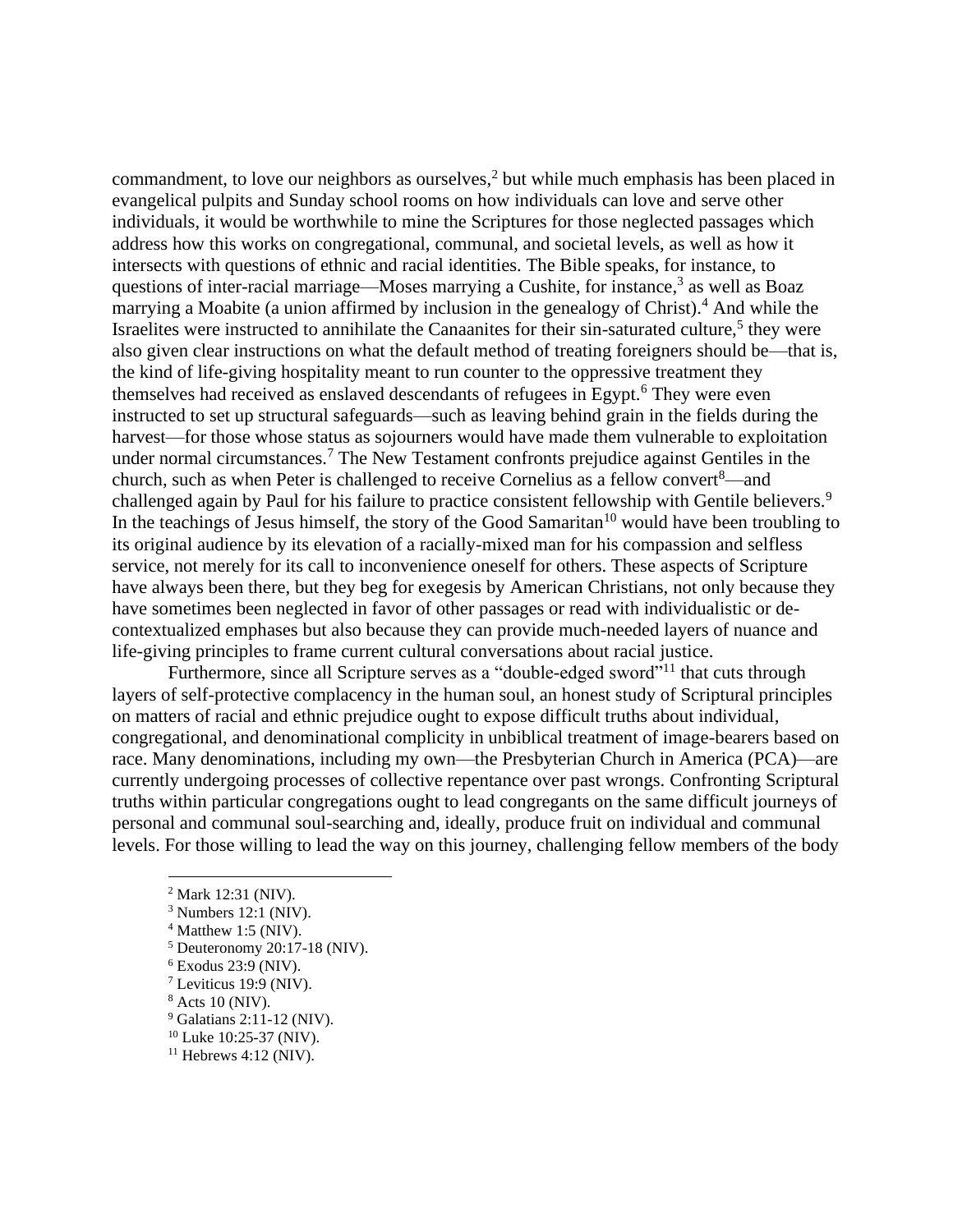commandment, to love our neighbors as ourselves,[2] but while much emphasis has been placed in evangelical pulpits and Sunday school rooms on how individuals can love and serve other individuals, it would be worthwhile to mine the Scriptures for those neglected passages which address how this works on congregational, communal, and societal levels, as well as how it intersects with questions of ethnic and racial identities. The Bible speaks, for instance, to questions of inter-racial marriage—Moses marrying a Cushite, for instance,[3] as well as Boaz marrying a Moabite (a union affirmed by inclusion in the genealogy of Christ).[4] And while the Israelites were instructed to annihilate the Canaanites for their sin-saturated culture,[5] they were also given clear instructions on what the default method of treating foreigners should be—that is, the kind of life-giving hospitality meant to run counter to the oppressive treatment they themselves had received as enslaved descendants of refugees in Egypt.[6] They were even instructed to set up structural safeguards—such as leaving behind grain in the fields during the harvest—for those whose status as sojourners would have made them vulnerable to exploitation under normal circumstances.[7] The New Testament confronts prejudice against Gentiles in the church, such as when Peter is challenged to receive Cornelius as a fellow convert[8]—and challenged again by Paul for his failure to practice consistent fellowship with Gentile believers.[9] In the teachings of Jesus himself, the story of the Good Samaritan[10] would have been troubling to its original audience by its elevation of a racially-mixed man for his compassion and selfless service, not merely for its call to inconvenience oneself for others. These aspects of Scripture have always been there, but they beg for exegesis by American Christians, not only because they have sometimes been neglected in favor of other passages or read with individualistic or de-contextualized emphases but also because they can provide much-needed layers of nuance and life-giving principles to frame current cultural conversations about racial justice.

Furthermore, since all Scripture serves as a "double-edged sword"[11] that cuts through layers of self-protective complacency in the human soul, an honest study of Scriptural principles on matters of racial and ethnic prejudice ought to expose difficult truths about individual, congregational, and denominational complicity in unbiblical treatment of image-bearers based on race. Many denominations, including my own—the Presbyterian Church in America (PCA)—are currently undergoing processes of collective repentance over past wrongs. Confronting Scriptural truths within particular congregations ought to lead congregants on the same difficult journeys of personal and communal soul-searching and, ideally, produce fruit on individual and communal levels. For those willing to lead the way on this journey, challenging fellow members of the body

---

[2] Mark 12:31 (NIV).

[3] Numbers 12:1 (NIV).

[4] Matthew 1:5 (NIV).

[5] Deuteronomy 20:17-18 (NIV).

[6] Exodus 23:9 (NIV).

[7] Leviticus 19:9 (NIV).

[8] Acts 10 (NIV).

[9] Galatians 2:11-12 (NIV).

[10] Luke 10:25-37 (NIV).

[11] Hebrews 4:12 (NIV).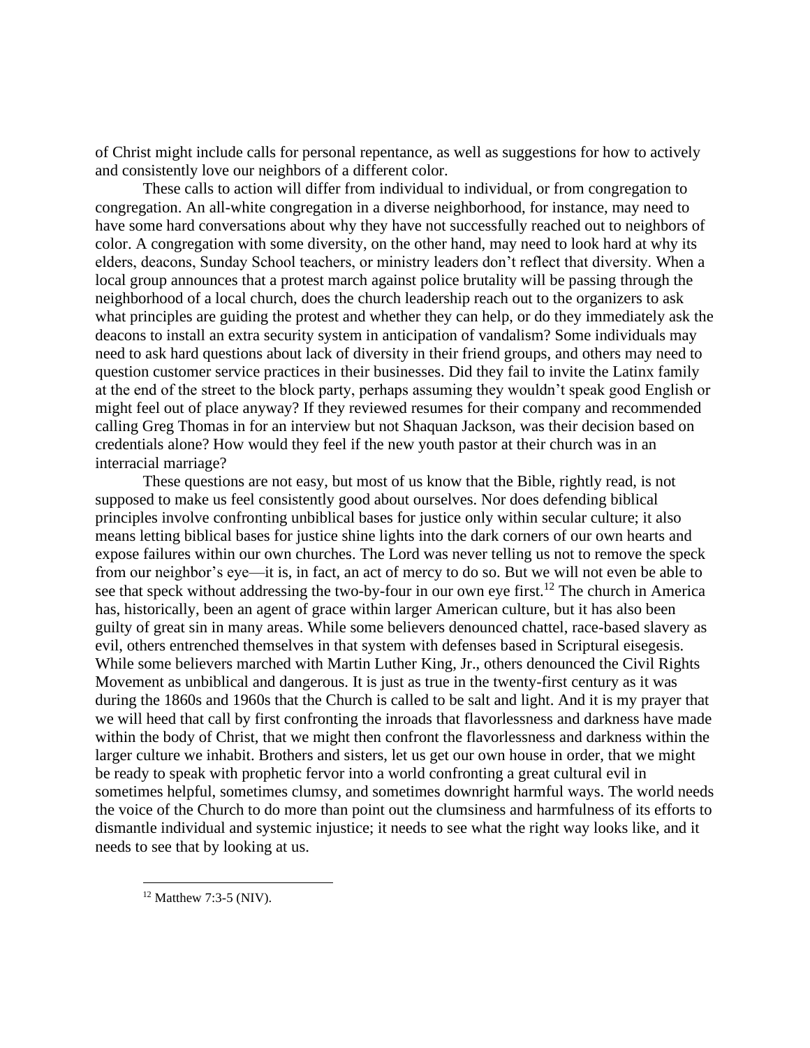of Christ might include calls for personal repentance, as well as suggestions for how to actively and consistently love our neighbors of a different color.

These calls to action will differ from individual to individual, or from congregation to congregation. An all-white congregation in a diverse neighborhood, for instance, may need to have some hard conversations about why they have not successfully reached out to neighbors of color. A congregation with some diversity, on the other hand, may need to look hard at why its elders, deacons, Sunday School teachers, or ministry leaders don't reflect that diversity. When a local group announces that a protest march against police brutality will be passing through the neighborhood of a local church, does the church leadership reach out to the organizers to ask what principles are guiding the protest and whether they can help, or do they immediately ask the deacons to install an extra security system in anticipation of vandalism? Some individuals may need to ask hard questions about lack of diversity in their friend groups, and others may need to question customer service practices in their businesses. Did they fail to invite the Latinx family at the end of the street to the block party, perhaps assuming they wouldn't speak good English or might feel out of place anyway? If they reviewed resumes for their company and recommended calling Greg Thomas in for an interview but not Shaquan Jackson, was their decision based on credentials alone? How would they feel if the new youth pastor at their church was in an interracial marriage?

These questions are not easy, but most of us know that the Bible, rightly read, is not supposed to make us feel consistently good about ourselves. Nor does defending biblical principles involve confronting unbiblical bases for justice only within secular culture; it also means letting biblical bases for justice shine lights into the dark corners of our own hearts and expose failures within our own churches. The Lord was never telling us not to remove the speck from our neighbor's eye—it is, in fact, an act of mercy to do so. But we will not even be able to see that speck without addressing the two-by-four in our own eye first.[12] The church in America has, historically, been an agent of grace within larger American culture, but it has also been guilty of great sin in many areas. While some believers denounced chattel, race-based slavery as evil, others entrenched themselves in that system with defenses based in Scriptural eisegesis. While some believers marched with Martin Luther King, Jr., others denounced the Civil Rights Movement as unbiblical and dangerous. It is just as true in the twenty-first century as it was during the 1860s and 1960s that the Church is called to be salt and light. And it is my prayer that we will heed that call by first confronting the inroads that flavorlessness and darkness have made within the body of Christ, that we might then confront the flavorlessness and darkness within the larger culture we inhabit. Brothers and sisters, let us get our own house in order, that we might be ready to speak with prophetic fervor into a world confronting a great cultural evil in sometimes helpful, sometimes clumsy, and sometimes downright harmful ways. The world needs the voice of the Church to do more than point out the clumsiness and harmfulness of its efforts to dismantle individual and systemic injustice; it needs to see what the right way looks like, and it needs to see that by looking at us.

---

[12] Matthew 7:3-5 (NIV).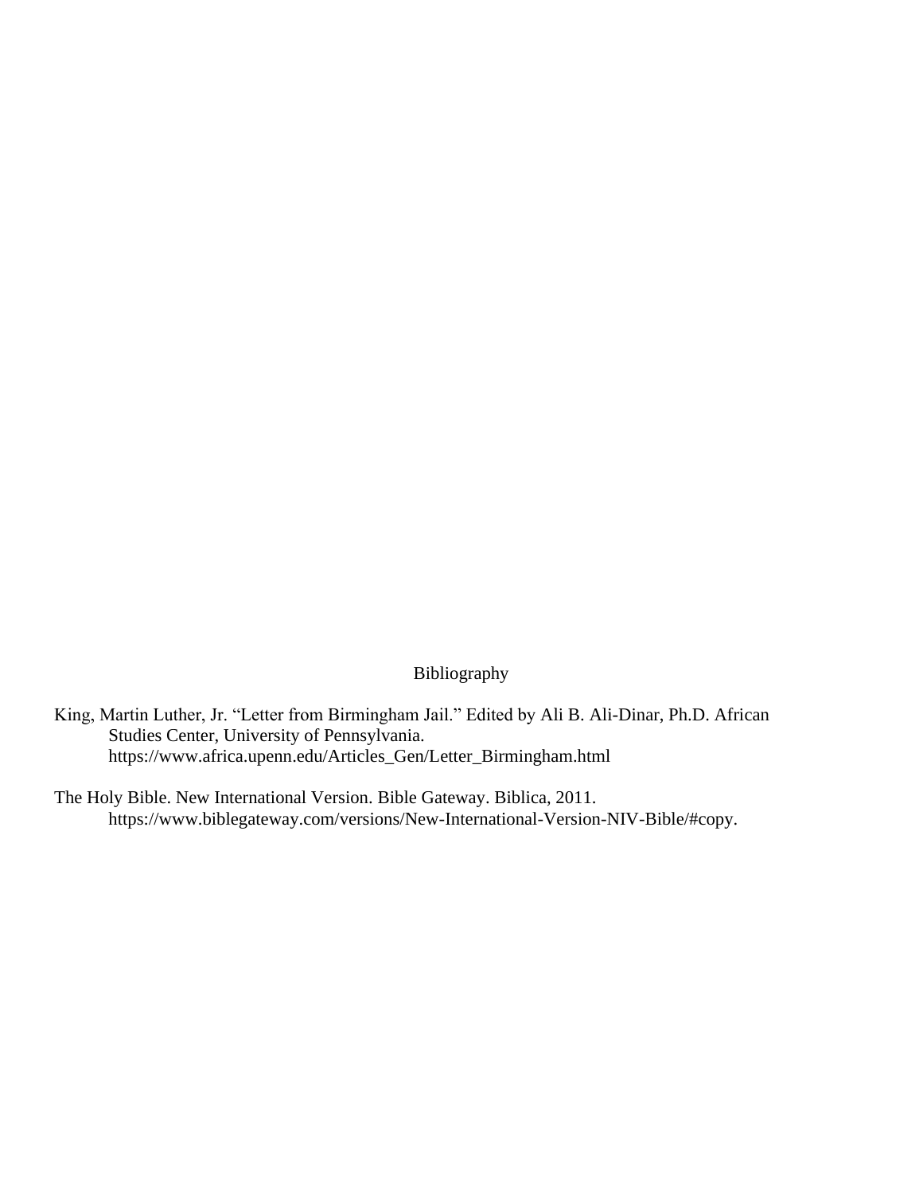# Bibliography

King, Martin Luther, Jr. "Letter from Birmingham Jail." Edited by Ali B. Ali-Dinar, Ph.D. African Studies Center, University of Pennsylvania. https://www.africa.upenn.edu/Articles_Gen/Letter_Birmingham.html

The Holy Bible. New International Version. Bible Gateway. Biblica, 2011. https://www.biblegateway.com/versions/New-International-Version-NIV-Bible/#copy.